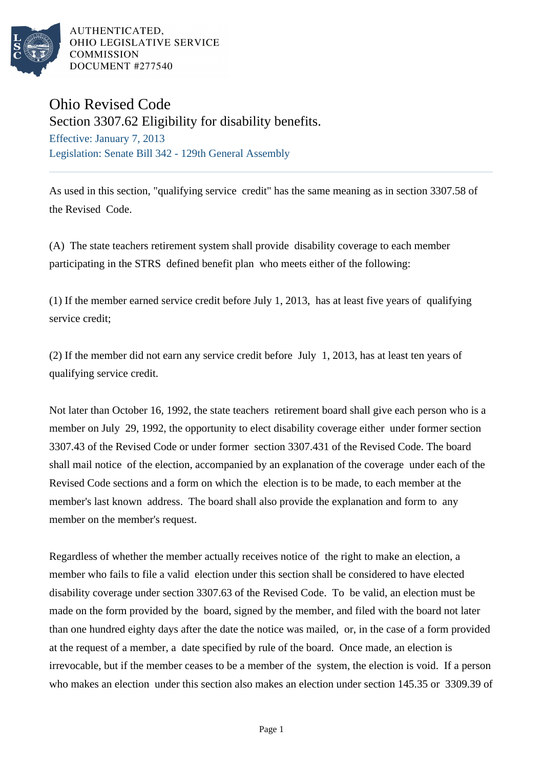AUTHENTICATED,
OHIO LEGISLATIVE SERVICE
COMMISSION
DOCUMENT #277540

# Ohio Revised Code

## Section 3307.62 Eligibility for disability benefits.

Effective: January 7, 2013

Legislation: Senate Bill 342 - 129th General Assembly

---

As used in this section, "qualifying service credit" has the same meaning as in section 3307.58 of the Revised Code.

(A) The state teachers retirement system shall provide disability coverage to each member participating in the STRS defined benefit plan who meets either of the following:

(1) If the member earned service credit before July 1, 2013, has at least five years of qualifying service credit;

(2) If the member did not earn any service credit before July 1, 2013, has at least ten years of qualifying service credit.

Not later than October 16, 1992, the state teachers retirement board shall give each person who is a member on July 29, 1992, the opportunity to elect disability coverage either under former section 3307.43 of the Revised Code or under former section 3307.431 of the Revised Code. The board shall mail notice of the election, accompanied by an explanation of the coverage under each of the Revised Code sections and a form on which the election is to be made, to each member at the member's last known address. The board shall also provide the explanation and form to any member on the member's request.

Regardless of whether the member actually receives notice of the right to make an election, a member who fails to file a valid election under this section shall be considered to have elected disability coverage under section 3307.63 of the Revised Code. To be valid, an election must be made on the form provided by the board, signed by the member, and filed with the board not later than one hundred eighty days after the date the notice was mailed, or, in the case of a form provided at the request of a member, a date specified by rule of the board. Once made, an election is irrevocable, but if the member ceases to be a member of the system, the election is void. If a person who makes an election under this section also makes an election under section 145.35 or 3309.39 of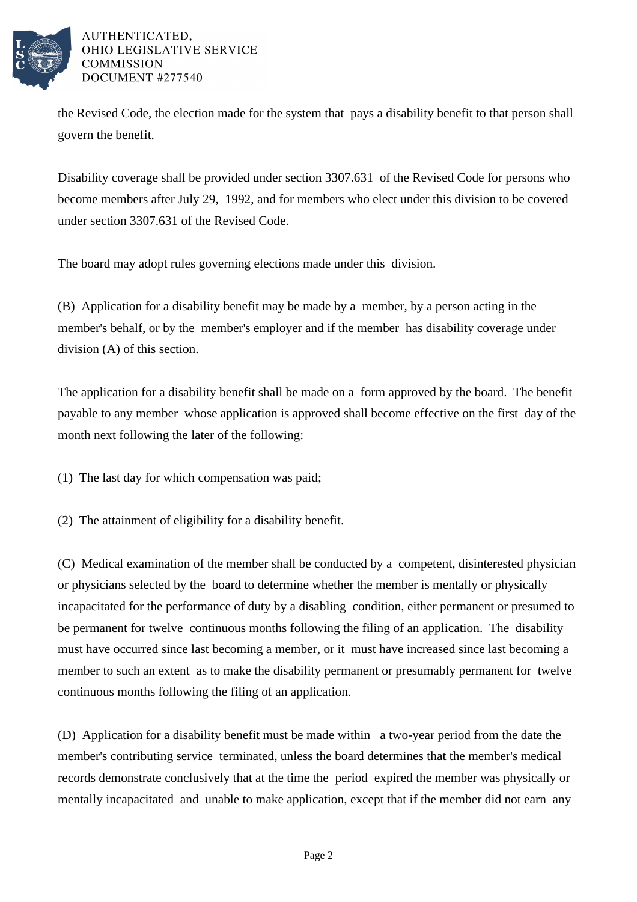the Revised Code, the election made for the system that pays a disability benefit to that person shall govern the benefit.

Disability coverage shall be provided under section 3307.631 of the Revised Code for persons who become members after July 29, 1992, and for members who elect under this division to be covered under section 3307.631 of the Revised Code.

The board may adopt rules governing elections made under this division.

(B) Application for a disability benefit may be made by a member, by a person acting in the member's behalf, or by the member's employer and if the member has disability coverage under division (A) of this section.

The application for a disability benefit shall be made on a form approved by the board. The benefit payable to any member whose application is approved shall become effective on the first day of the month next following the later of the following:

(1) The last day for which compensation was paid;

(2) The attainment of eligibility for a disability benefit.

(C) Medical examination of the member shall be conducted by a competent, disinterested physician or physicians selected by the board to determine whether the member is mentally or physically incapacitated for the performance of duty by a disabling condition, either permanent or presumed to be permanent for twelve continuous months following the filing of an application. The disability must have occurred since last becoming a member, or it must have increased since last becoming a member to such an extent as to make the disability permanent or presumably permanent for twelve continuous months following the filing of an application.

(D) Application for a disability benefit must be made within a two-year period from the date the member's contributing service terminated, unless the board determines that the member's medical records demonstrate conclusively that at the time the period expired the member was physically or mentally incapacitated and unable to make application, except that if the member did not earn any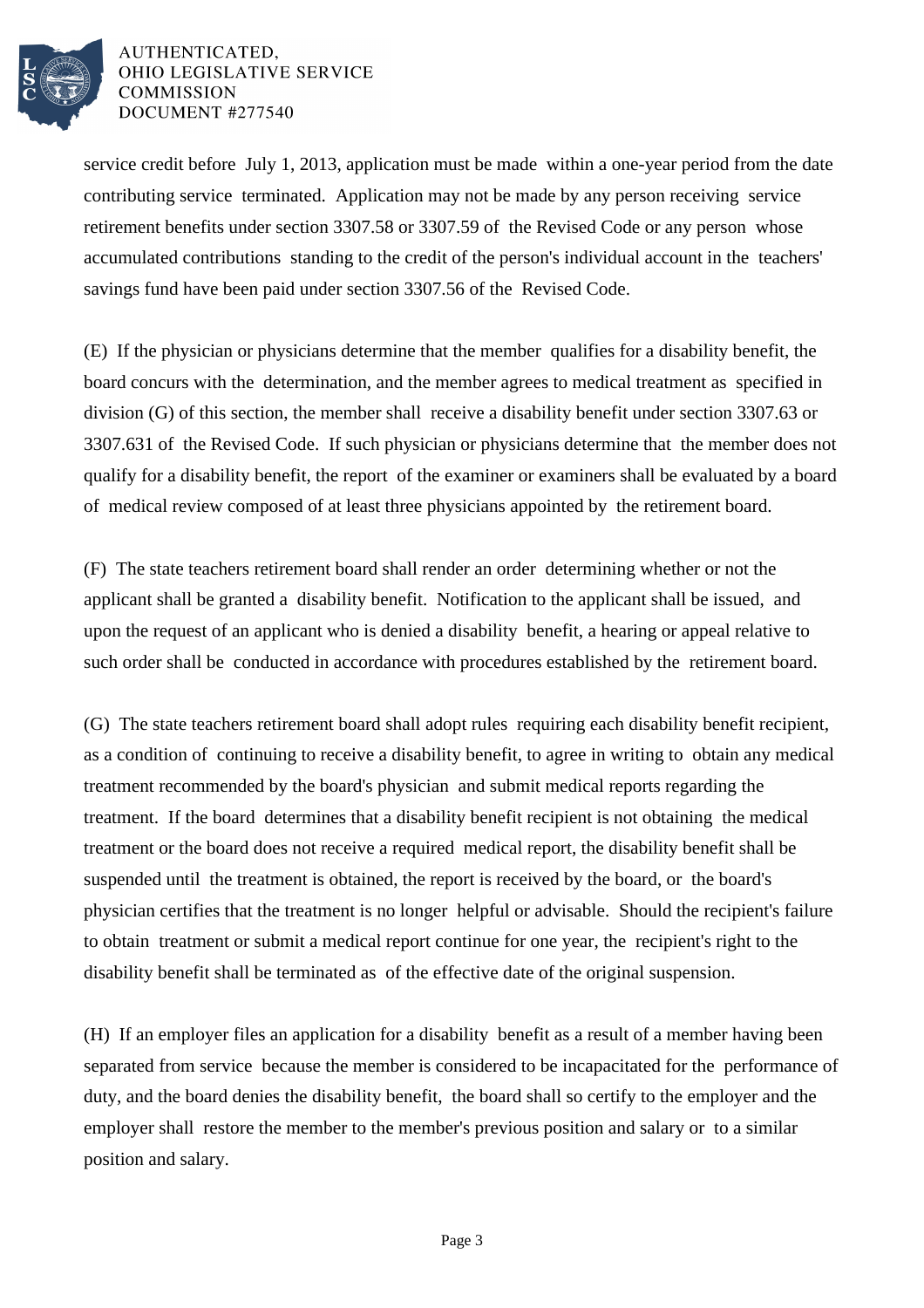service credit before July 1, 2013, application must be made within a one-year period from the date contributing service terminated. Application may not be made by any person receiving service retirement benefits under section 3307.58 or 3307.59 of the Revised Code or any person whose accumulated contributions standing to the credit of the person's individual account in the teachers' savings fund have been paid under section 3307.56 of the Revised Code.

(E) If the physician or physicians determine that the member qualifies for a disability benefit, the board concurs with the determination, and the member agrees to medical treatment as specified in division (G) of this section, the member shall receive a disability benefit under section 3307.63 or 3307.631 of the Revised Code. If such physician or physicians determine that the member does not qualify for a disability benefit, the report of the examiner or examiners shall be evaluated by a board of medical review composed of at least three physicians appointed by the retirement board.

(F) The state teachers retirement board shall render an order determining whether or not the applicant shall be granted a disability benefit. Notification to the applicant shall be issued, and upon the request of an applicant who is denied a disability benefit, a hearing or appeal relative to such order shall be conducted in accordance with procedures established by the retirement board.

(G) The state teachers retirement board shall adopt rules requiring each disability benefit recipient, as a condition of continuing to receive a disability benefit, to agree in writing to obtain any medical treatment recommended by the board's physician and submit medical reports regarding the treatment. If the board determines that a disability benefit recipient is not obtaining the medical treatment or the board does not receive a required medical report, the disability benefit shall be suspended until the treatment is obtained, the report is received by the board, or the board's physician certifies that the treatment is no longer helpful or advisable. Should the recipient's failure to obtain treatment or submit a medical report continue for one year, the recipient's right to the disability benefit shall be terminated as of the effective date of the original suspension.

(H) If an employer files an application for a disability benefit as a result of a member having been separated from service because the member is considered to be incapacitated for the performance of duty, and the board denies the disability benefit, the board shall so certify to the employer and the employer shall restore the member to the member's previous position and salary or to a similar position and salary.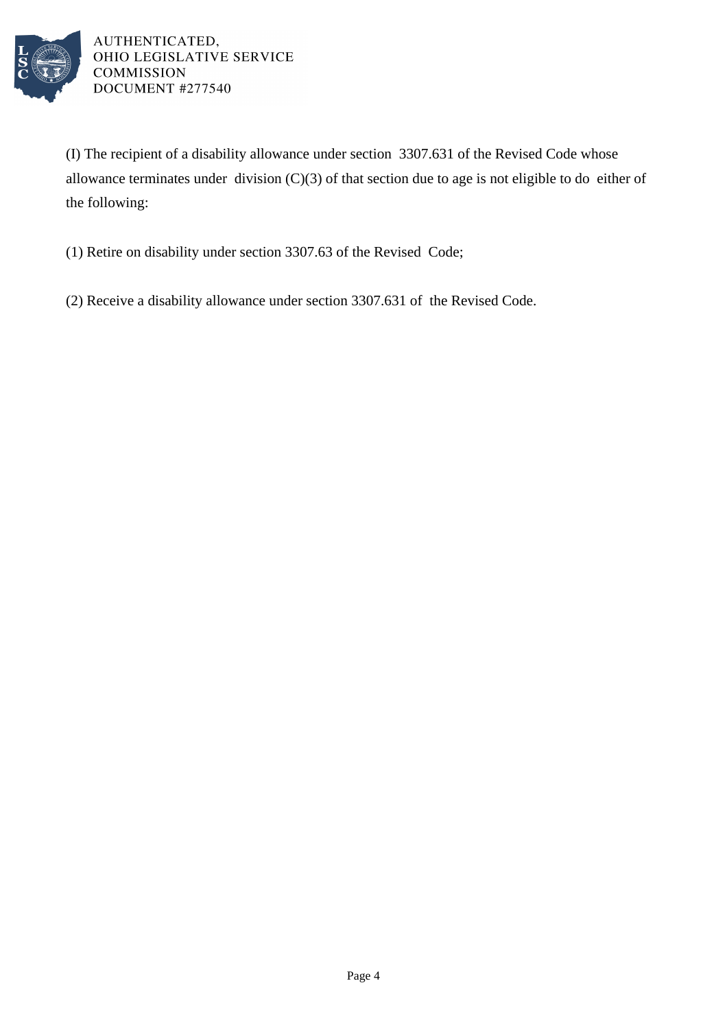(I) The recipient of a disability allowance under section 3307.631 of the Revised Code whose allowance terminates under division (C)(3) of that section due to age is not eligible to do either of the following:

(1) Retire on disability under section 3307.63 of the Revised Code;

(2) Receive a disability allowance under section 3307.631 of the Revised Code.